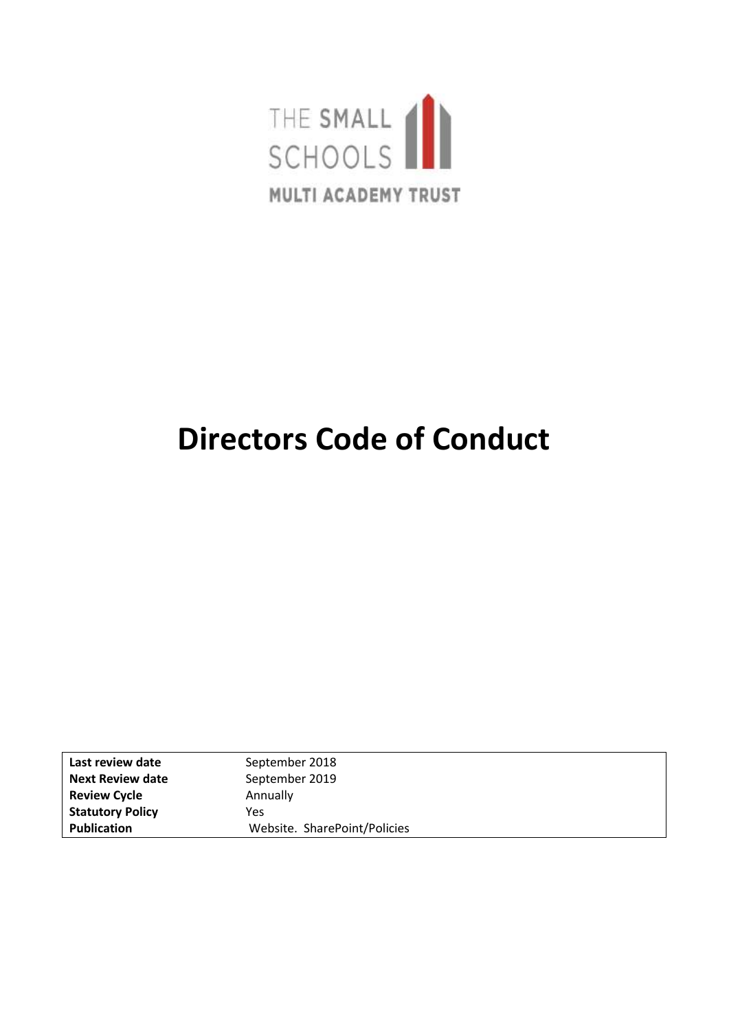THE SMALL SCHOOLS

MULTI ACADEMY TRUST

# Directors Code of Conduct

| Last review date | September 2018 |
|---|---|
| **Next Review date** | September 2019 |
| **Review Cycle** | Annually |
| **Statutory Policy** | Yes |
| **Publication** | Website. SharePoint/Policies |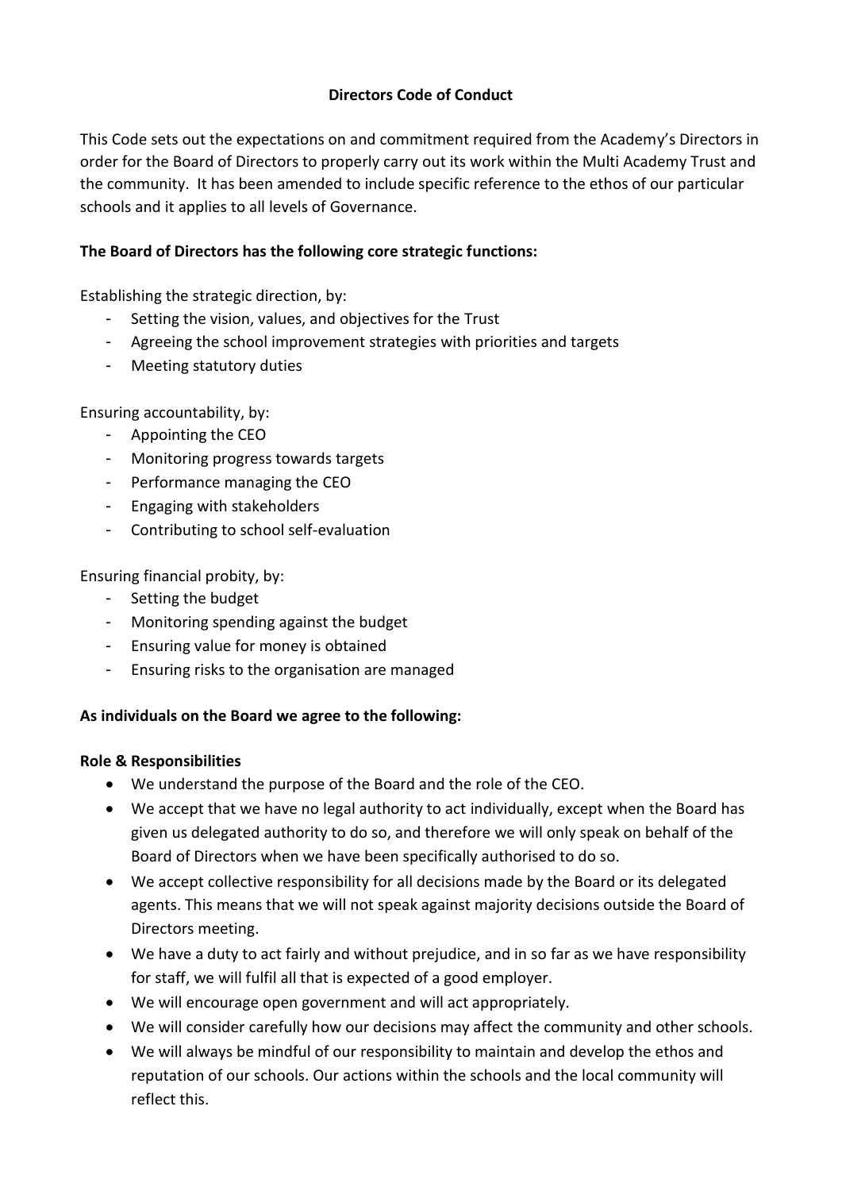# Directors Code of Conduct

This Code sets out the expectations on and commitment required from the Academy's Directors in order for the Board of Directors to properly carry out its work within the Multi Academy Trust and the community. It has been amended to include specific reference to the ethos of our particular schools and it applies to all levels of Governance.

**The Board of Directors has the following core strategic functions:**

Establishing the strategic direction, by:

- Setting the vision, values, and objectives for the Trust
- Agreeing the school improvement strategies with priorities and targets
- Meeting statutory duties

Ensuring accountability, by:

- Appointing the CEO
- Monitoring progress towards targets
- Performance managing the CEO
- Engaging with stakeholders
- Contributing to school self-evaluation

Ensuring financial probity, by:

- Setting the budget
- Monitoring spending against the budget
- Ensuring value for money is obtained
- Ensuring risks to the organisation are managed

**As individuals on the Board we agree to the following:**

**Role & Responsibilities**

- We understand the purpose of the Board and the role of the CEO.
- We accept that we have no legal authority to act individually, except when the Board has given us delegated authority to do so, and therefore we will only speak on behalf of the Board of Directors when we have been specifically authorised to do so.
- We accept collective responsibility for all decisions made by the Board or its delegated agents. This means that we will not speak against majority decisions outside the Board of Directors meeting.
- We have a duty to act fairly and without prejudice, and in so far as we have responsibility for staff, we will fulfil all that is expected of a good employer.
- We will encourage open government and will act appropriately.
- We will consider carefully how our decisions may affect the community and other schools.
- We will always be mindful of our responsibility to maintain and develop the ethos and reputation of our schools. Our actions within the schools and the local community will reflect this.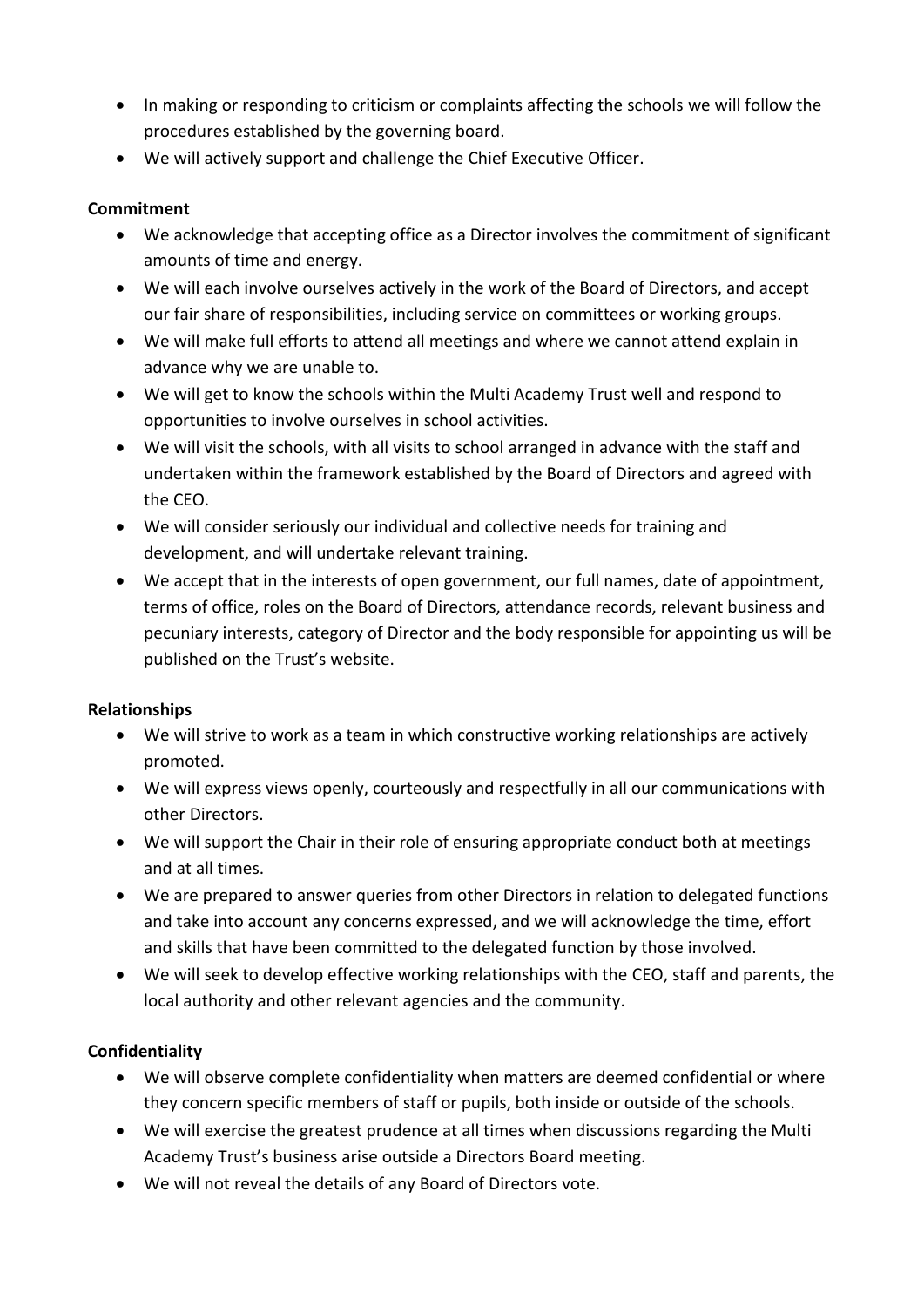- In making or responding to criticism or complaints affecting the schools we will follow the procedures established by the governing board.
- We will actively support and challenge the Chief Executive Officer.

**Commitment**

- We acknowledge that accepting office as a Director involves the commitment of significant amounts of time and energy.
- We will each involve ourselves actively in the work of the Board of Directors, and accept our fair share of responsibilities, including service on committees or working groups.
- We will make full efforts to attend all meetings and where we cannot attend explain in advance why we are unable to.
- We will get to know the schools within the Multi Academy Trust well and respond to opportunities to involve ourselves in school activities.
- We will visit the schools, with all visits to school arranged in advance with the staff and undertaken within the framework established by the Board of Directors and agreed with the CEO.
- We will consider seriously our individual and collective needs for training and development, and will undertake relevant training.
- We accept that in the interests of open government, our full names, date of appointment, terms of office, roles on the Board of Directors, attendance records, relevant business and pecuniary interests, category of Director and the body responsible for appointing us will be published on the Trust's website.

**Relationships**

- We will strive to work as a team in which constructive working relationships are actively promoted.
- We will express views openly, courteously and respectfully in all our communications with other Directors.
- We will support the Chair in their role of ensuring appropriate conduct both at meetings and at all times.
- We are prepared to answer queries from other Directors in relation to delegated functions and take into account any concerns expressed, and we will acknowledge the time, effort and skills that have been committed to the delegated function by those involved.
- We will seek to develop effective working relationships with the CEO, staff and parents, the local authority and other relevant agencies and the community.

**Confidentiality**

- We will observe complete confidentiality when matters are deemed confidential or where they concern specific members of staff or pupils, both inside or outside of the schools.
- We will exercise the greatest prudence at all times when discussions regarding the Multi Academy Trust's business arise outside a Directors Board meeting.
- We will not reveal the details of any Board of Directors vote.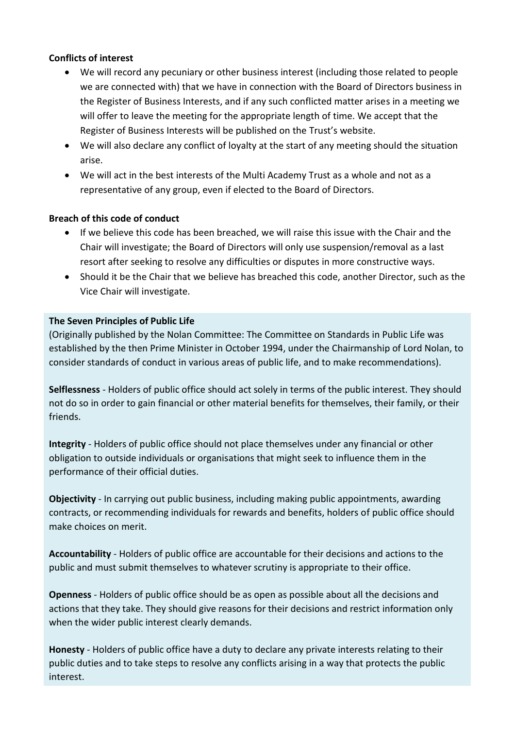**Conflicts of interest**

- We will record any pecuniary or other business interest (including those related to people we are connected with) that we have in connection with the Board of Directors business in the Register of Business Interests, and if any such conflicted matter arises in a meeting we will offer to leave the meeting for the appropriate length of time. We accept that the Register of Business Interests will be published on the Trust's website.
- We will also declare any conflict of loyalty at the start of any meeting should the situation arise.
- We will act in the best interests of the Multi Academy Trust as a whole and not as a representative of any group, even if elected to the Board of Directors.

**Breach of this code of conduct**

- If we believe this code has been breached, we will raise this issue with the Chair and the Chair will investigate; the Board of Directors will only use suspension/removal as a last resort after seeking to resolve any difficulties or disputes in more constructive ways.
- Should it be the Chair that we believe has breached this code, another Director, such as the Vice Chair will investigate.

**The Seven Principles of Public Life**

(Originally published by the Nolan Committee: The Committee on Standards in Public Life was established by the then Prime Minister in October 1994, under the Chairmanship of Lord Nolan, to consider standards of conduct in various areas of public life, and to make recommendations).

**Selflessness** - Holders of public office should act solely in terms of the public interest. They should not do so in order to gain financial or other material benefits for themselves, their family, or their friends.

**Integrity** - Holders of public office should not place themselves under any financial or other obligation to outside individuals or organisations that might seek to influence them in the performance of their official duties.

**Objectivity** - In carrying out public business, including making public appointments, awarding contracts, or recommending individuals for rewards and benefits, holders of public office should make choices on merit.

**Accountability** - Holders of public office are accountable for their decisions and actions to the public and must submit themselves to whatever scrutiny is appropriate to their office.

**Openness** - Holders of public office should be as open as possible about all the decisions and actions that they take. They should give reasons for their decisions and restrict information only when the wider public interest clearly demands.

**Honesty** - Holders of public office have a duty to declare any private interests relating to their public duties and to take steps to resolve any conflicts arising in a way that protects the public interest.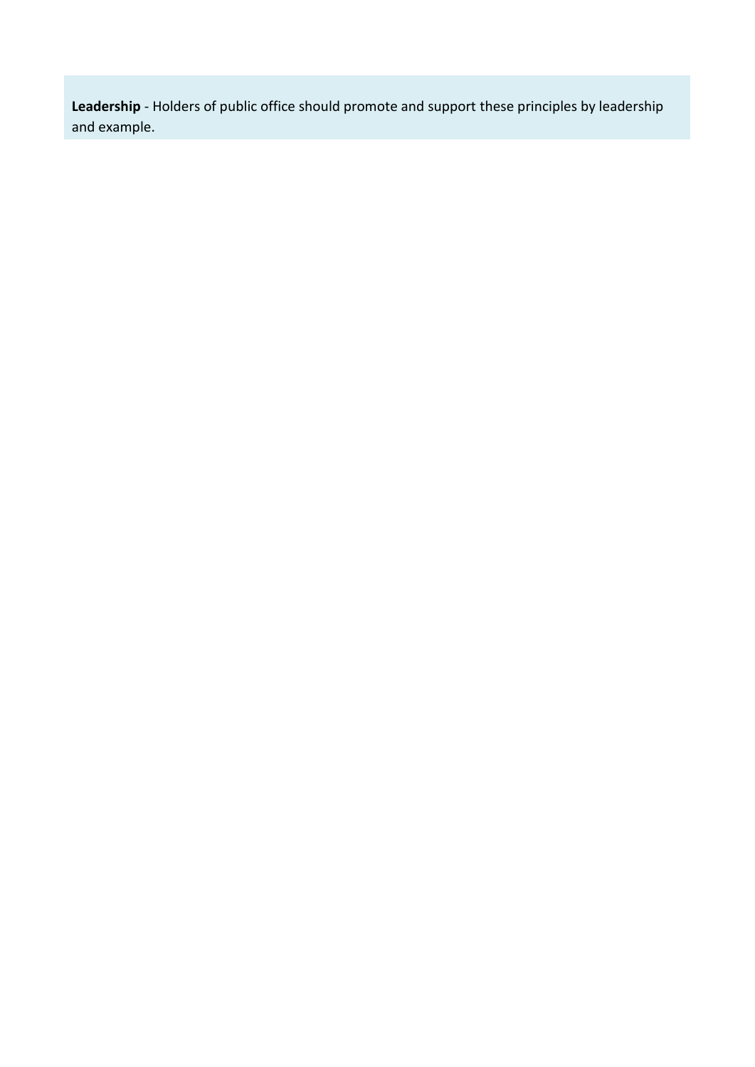**Leadership** - Holders of public office should promote and support these principles by leadership and example.